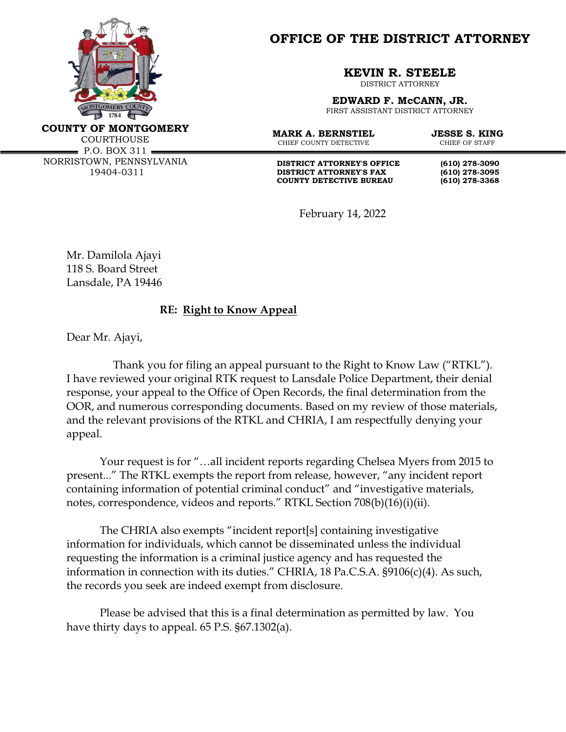# OFFICE OF THE DISTRICT ATTORNEY

**COUNTY OF MONTGOMERY**
COURTHOUSE
P.O. BOX 311
NORRISTOWN, PENNSYLVANIA
19404-0311

**KEVIN R. STEELE**
DISTRICT ATTORNEY

**EDWARD F. McCANN, JR.**
FIRST ASSISTANT DISTRICT ATTORNEY

**MARK A. BERNSTIEL**
CHIEF COUNTY DETECTIVE

**JESSE S. KING**
CHIEF OF STAFF

**DISTRICT ATTORNEY'S OFFICE** **(610) 278-3090**
**DISTRICT ATTORNEY'S FAX** **(610) 278-3095**
**COUNTY DETECTIVE BUREAU** **(610) 278-3368**

February 14, 2022

Mr. Damilola Ajayi
118 S. Board Street
Lansdale, PA 19446

**RE: Right to Know Appeal**

Dear Mr. Ajayi,

Thank you for filing an appeal pursuant to the Right to Know Law ("RTKL"). I have reviewed your original RTK request to Lansdale Police Department, their denial response, your appeal to the Office of Open Records, the final determination from the OOR, and numerous corresponding documents. Based on my review of those materials, and the relevant provisions of the RTKL and CHRIA, I am respectfully denying your appeal.

Your request is for "…all incident reports regarding Chelsea Myers from 2015 to present..." The RTKL exempts the report from release, however, "any incident report containing information of potential criminal conduct" and "investigative materials, notes, correspondence, videos and reports." RTKL Section 708(b)(16)(i)(ii).

The CHRIA also exempts "incident report[s] containing investigative information for individuals, which cannot be disseminated unless the individual requesting the information is a criminal justice agency and has requested the information in connection with its duties." CHRIA, 18 Pa.C.S.A. §9106(c)(4). As such, the records you seek are indeed exempt from disclosure.

Please be advised that this is a final determination as permitted by law. You have thirty days to appeal. 65 P.S. §67.1302(a).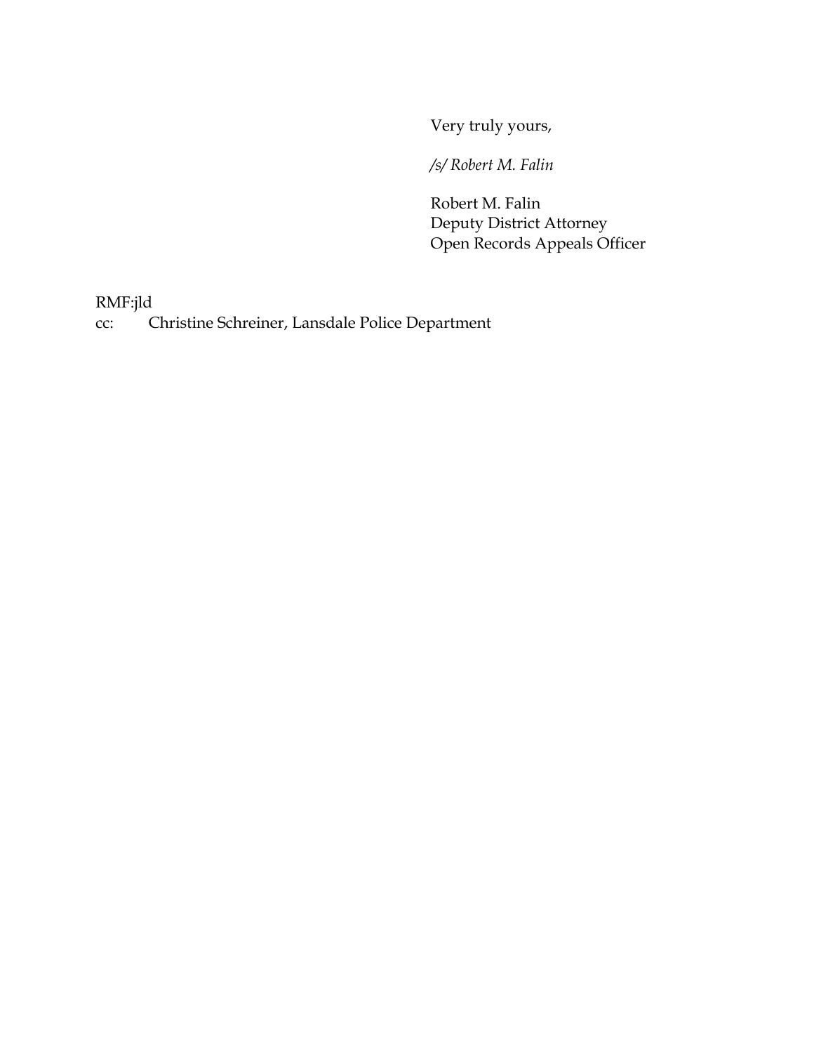Very truly yours,

*/s/ Robert M. Falin*

Robert M. Falin
Deputy District Attorney
Open Records Appeals Officer

RMF:jld
cc: Christine Schreiner, Lansdale Police Department